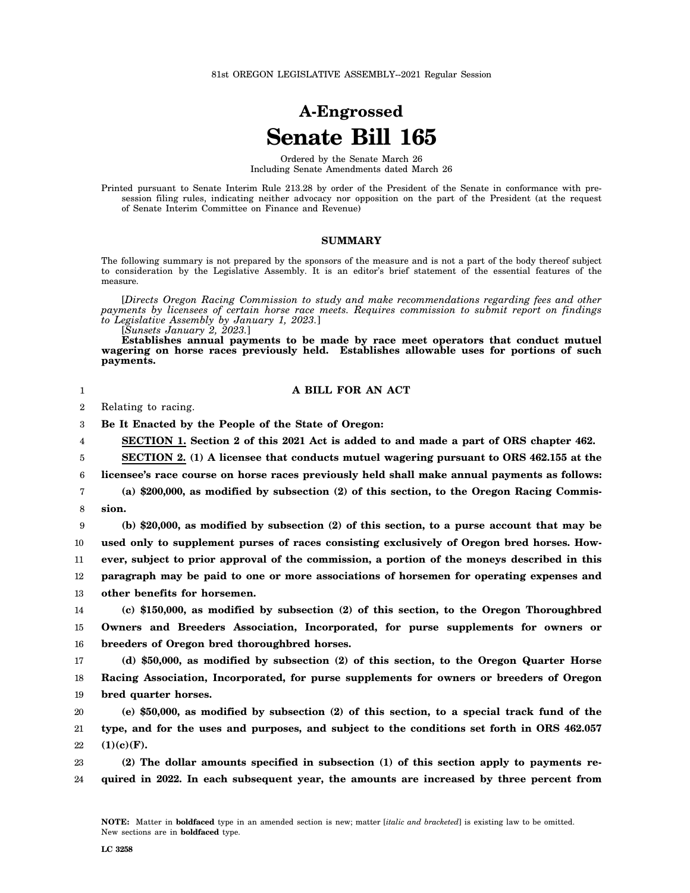81st OREGON LEGISLATIVE ASSEMBLY--2021 Regular Session

# A-Engrossed
# Senate Bill 165

Ordered by the Senate March 26
Including Senate Amendments dated March 26

Printed pursuant to Senate Interim Rule 213.28 by order of the President of the Senate in conformance with presession filing rules, indicating neither advocacy nor opposition on the part of the President (at the request of Senate Interim Committee on Finance and Revenue)

## SUMMARY

The following summary is not prepared by the sponsors of the measure and is not a part of the body thereof subject to consideration by the Legislative Assembly. It is an editor's brief statement of the essential features of the measure.

[*Directs Oregon Racing Commission to study and make recommendations regarding fees and other payments by licensees of certain horse race meets. Requires commission to submit report on findings to Legislative Assembly by January 1, 2023.*]

[*Sunsets January 2, 2023.*]

**Establishes annual payments to be made by race meet operators that conduct mutuel wagering on horse races previously held. Establishes allowable uses for portions of such payments.**

**A BILL FOR AN ACT**

Relating to racing.

**Be It Enacted by the People of the State of Oregon:**

**SECTION 1. Section 2 of this 2021 Act is added to and made a part of ORS chapter 462.**

**SECTION 2. (1) A licensee that conducts mutuel wagering pursuant to ORS 462.155 at the licensee's race course on horse races previously held shall make annual payments as follows:**

**(a) $200,000, as modified by subsection (2) of this section, to the Oregon Racing Commission.**

**(b) $20,000, as modified by subsection (2) of this section, to a purse account that may be used only to supplement purses of races consisting exclusively of Oregon bred horses. However, subject to prior approval of the commission, a portion of the moneys described in this paragraph may be paid to one or more associations of horsemen for operating expenses and other benefits for horsemen.**

**(c) $150,000, as modified by subsection (2) of this section, to the Oregon Thoroughbred Owners and Breeders Association, Incorporated, for purse supplements for owners or breeders of Oregon bred thoroughbred horses.**

**(d) $50,000, as modified by subsection (2) of this section, to the Oregon Quarter Horse Racing Association, Incorporated, for purse supplements for owners or breeders of Oregon bred quarter horses.**

**(e) $50,000, as modified by subsection (2) of this section, to a special track fund of the type, and for the uses and purposes, and subject to the conditions set forth in ORS 462.057 (1)(c)(F).**

**(2) The dollar amounts specified in subsection (1) of this section apply to payments required in 2022. In each subsequent year, the amounts are increased by three percent from**

**NOTE:** Matter in **boldfaced** type in an amended section is new; matter [*italic and bracketed*] is existing law to be omitted. New sections are in **boldfaced** type.

LC 3258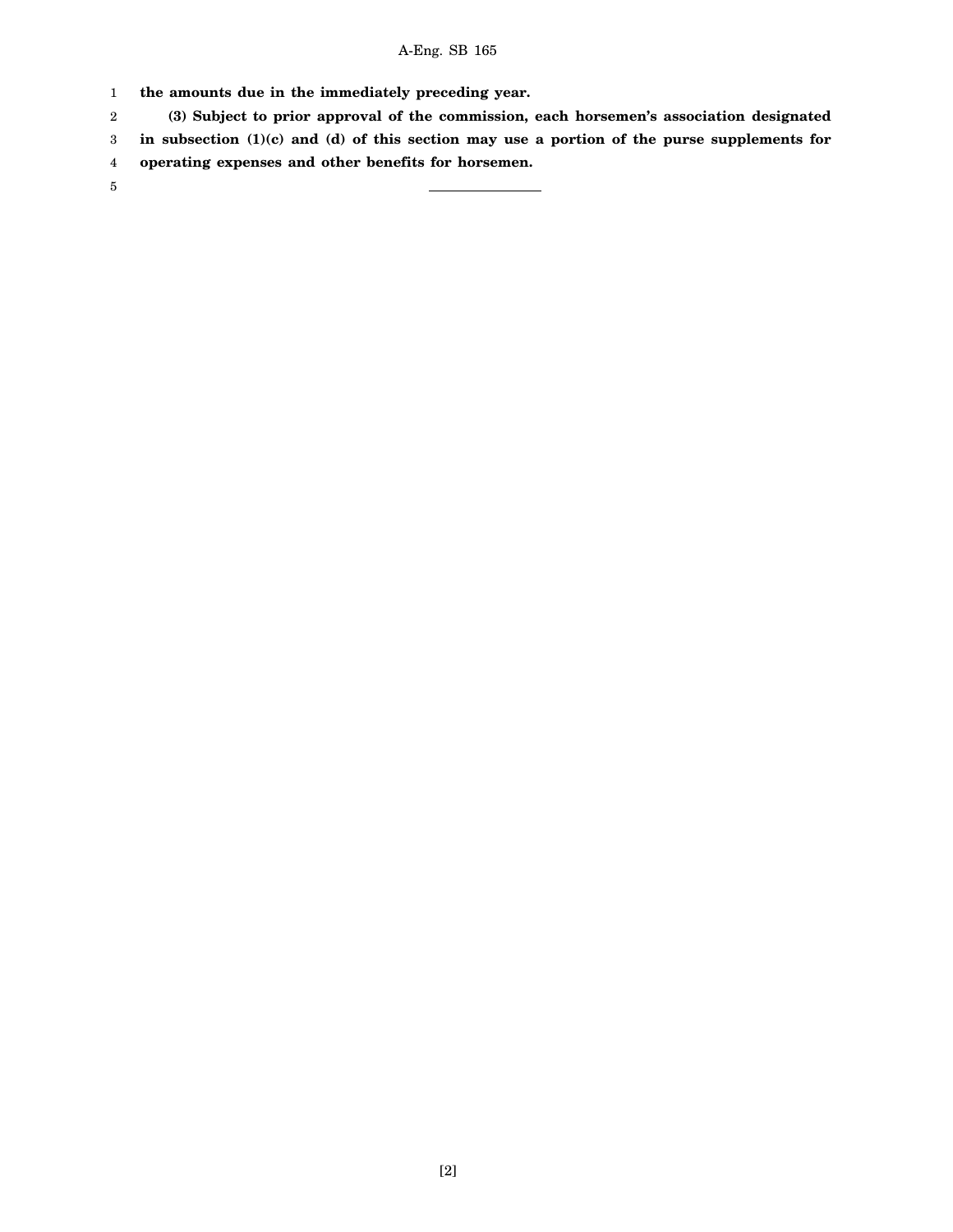**the amounts due in the immediately preceding year.**

**(3) Subject to prior approval of the commission, each horsemen's association designated in subsection (1)(c) and (d) of this section may use a portion of the purse supplements for operating expenses and other benefits for horsemen.**